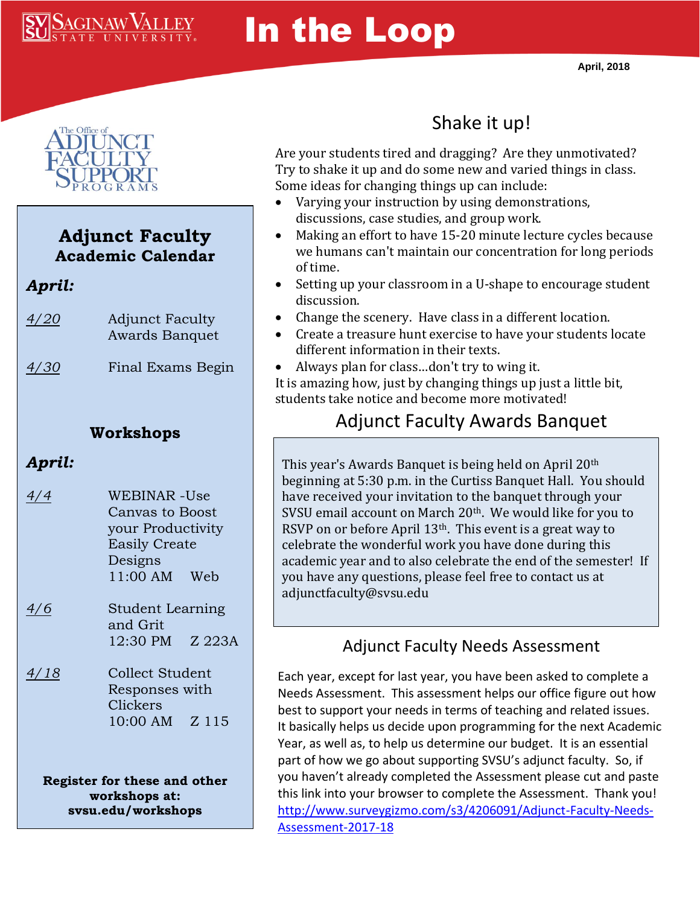# In the Loop

April, 2018

The Office of Adjunct Faculty Support Programs

## Adjunct Faculty Academic Calendar

***April:***

| | |
|---|---|
| 4/20 | Adjunct Faculty Awards Banquet |
| 4/30 | Final Exams Begin |

## Workshops

***April:***

| | |
|---|---|
| 4/4 | WEBINAR -Use Canvas to Boost your Productivity Easily Create Designs 11:00 AM Web |
| 4/6 | Student Learning and Grit 12:30 PM Z 223A |
| 4/18 | Collect Student Responses with Clickers 10:00 AM Z 115 |

**Register for these and other workshops at: svsu.edu/workshops**

## Shake it up!

Are your students tired and dragging? Are they unmotivated? Try to shake it up and do some new and varied things in class. Some ideas for changing things up can include:

- Varying your instruction by using demonstrations, discussions, case studies, and group work.
- Making an effort to have 15-20 minute lecture cycles because we humans can't maintain our concentration for long periods of time.
- Setting up your classroom in a U-shape to encourage student discussion.
- Change the scenery. Have class in a different location.
- Create a treasure hunt exercise to have your students locate different information in their texts.
- Always plan for class…don't try to wing it.

It is amazing how, just by changing things up just a little bit, students take notice and become more motivated!

## Adjunct Faculty Awards Banquet

This year's Awards Banquet is being held on April 20th beginning at 5:30 p.m. in the Curtiss Banquet Hall. You should have received your invitation to the banquet through your SVSU email account on March 20th. We would like for you to RSVP on or before April 13th. This event is a great way to celebrate the wonderful work you have done during this academic year and to also celebrate the end of the semester! If you have any questions, please feel free to contact us at adjunctfaculty@svsu.edu

## Adjunct Faculty Needs Assessment

Each year, except for last year, you have been asked to complete a Needs Assessment. This assessment helps our office figure out how best to support your needs in terms of teaching and related issues. It basically helps us decide upon programming for the next Academic Year, as well as, to help us determine our budget. It is an essential part of how we go about supporting SVSU's adjunct faculty. So, if you haven't already completed the Assessment please cut and paste this link into your browser to complete the Assessment. Thank you! http://www.surveygizmo.com/s3/4206091/Adjunct-Faculty-Needs-Assessment-2017-18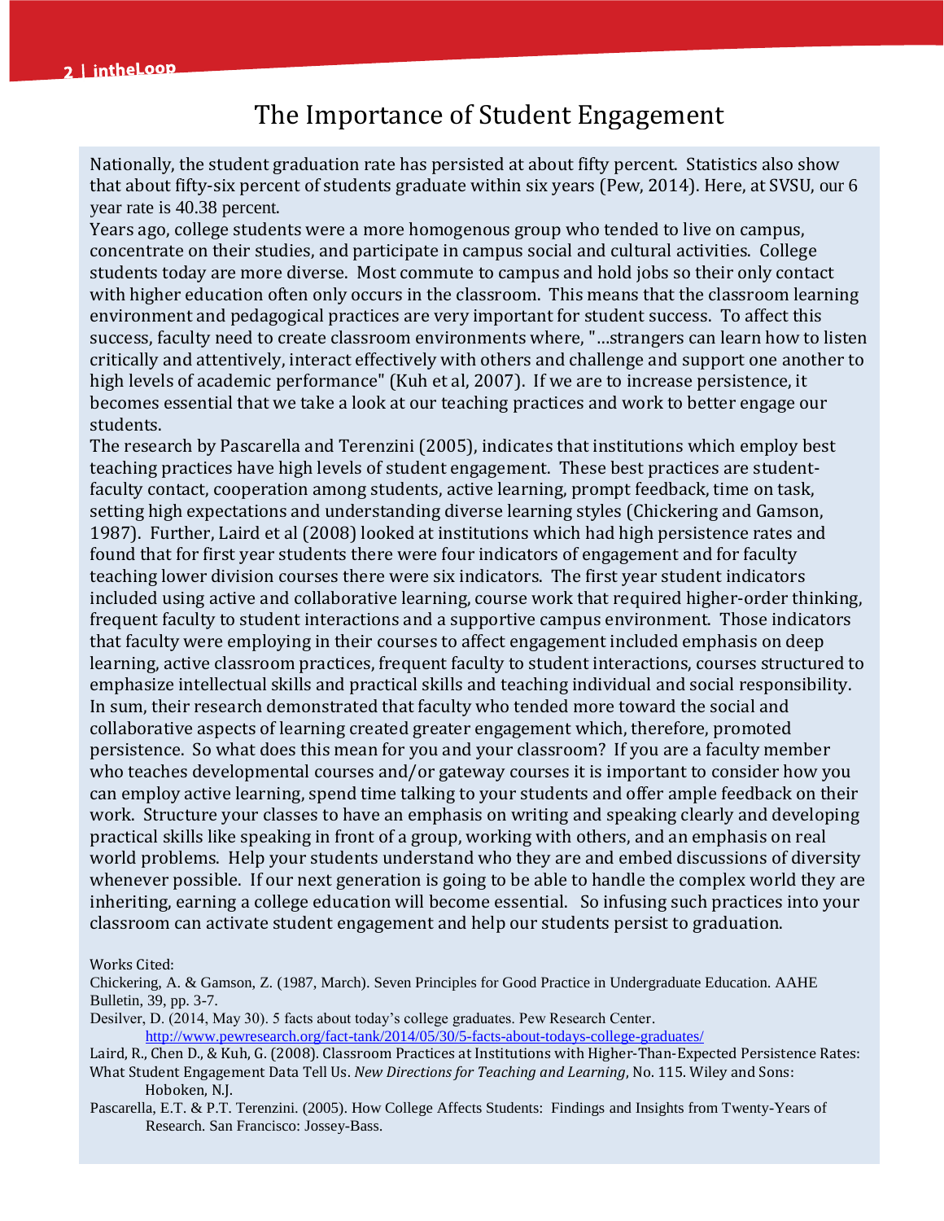# The Importance of Student Engagement

Nationally, the student graduation rate has persisted at about fifty percent. Statistics also show that about fifty-six percent of students graduate within six years (Pew, 2014). Here, at SVSU, our 6 year rate is 40.38 percent.

Years ago, college students were a more homogenous group who tended to live on campus, concentrate on their studies, and participate in campus social and cultural activities. College students today are more diverse. Most commute to campus and hold jobs so their only contact with higher education often only occurs in the classroom. This means that the classroom learning environment and pedagogical practices are very important for student success. To affect this success, faculty need to create classroom environments where, "…strangers can learn how to listen critically and attentively, interact effectively with others and challenge and support one another to high levels of academic performance" (Kuh et al, 2007). If we are to increase persistence, it becomes essential that we take a look at our teaching practices and work to better engage our students.

The research by Pascarella and Terenzini (2005), indicates that institutions which employ best teaching practices have high levels of student engagement. These best practices are student-faculty contact, cooperation among students, active learning, prompt feedback, time on task, setting high expectations and understanding diverse learning styles (Chickering and Gamson, 1987). Further, Laird et al (2008) looked at institutions which had high persistence rates and found that for first year students there were four indicators of engagement and for faculty teaching lower division courses there were six indicators. The first year student indicators included using active and collaborative learning, course work that required higher-order thinking, frequent faculty to student interactions and a supportive campus environment. Those indicators that faculty were employing in their courses to affect engagement included emphasis on deep learning, active classroom practices, frequent faculty to student interactions, courses structured to emphasize intellectual skills and practical skills and teaching individual and social responsibility. In sum, their research demonstrated that faculty who tended more toward the social and collaborative aspects of learning created greater engagement which, therefore, promoted persistence. So what does this mean for you and your classroom? If you are a faculty member who teaches developmental courses and/or gateway courses it is important to consider how you can employ active learning, spend time talking to your students and offer ample feedback on their work. Structure your classes to have an emphasis on writing and speaking clearly and developing practical skills like speaking in front of a group, working with others, and an emphasis on real world problems. Help your students understand who they are and embed discussions of diversity whenever possible. If our next generation is going to be able to handle the complex world they are inheriting, earning a college education will become essential. So infusing such practices into your classroom can activate student engagement and help our students persist to graduation.

Works Cited:

Chickering, A. & Gamson, Z. (1987, March). Seven Principles for Good Practice in Undergraduate Education. AAHE Bulletin, 39, pp. 3-7.

Desilver, D. (2014, May 30). 5 facts about today's college graduates. Pew Research Center. http://www.pewresearch.org/fact-tank/2014/05/30/5-facts-about-todays-college-graduates/

Laird, R., Chen D., & Kuh, G. (2008). Classroom Practices at Institutions with Higher-Than-Expected Persistence Rates: What Student Engagement Data Tell Us. *New Directions for Teaching and Learning*, No. 115. Wiley and Sons: Hoboken, N.J.

Pascarella, E.T. & P.T. Terenzini. (2005). How College Affects Students: Findings and Insights from Twenty-Years of Research. San Francisco: Jossey-Bass.